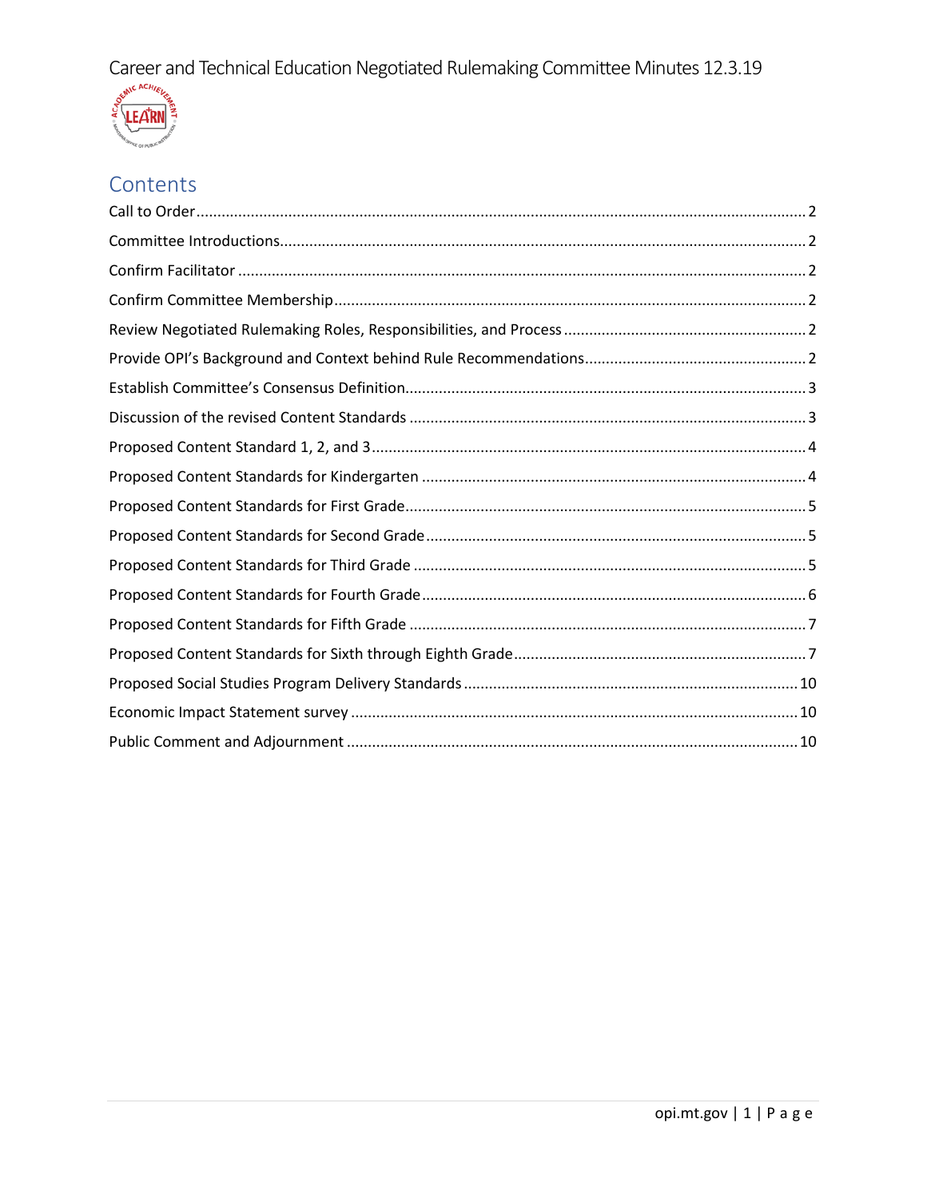# Career and Technical Education Negotiated Rulemaking Committee Minutes 12.3.19

## Contents

Call to Order ........ 2

Committee Introductions ........ 2

Confirm Facilitator ........ 2

Confirm Committee Membership ........ 2

Review Negotiated Rulemaking Roles, Responsibilities, and Process ........ 2

Provide OPI's Background and Context behind Rule Recommendations ........ 2

Establish Committee's Consensus Definition ........ 3

Discussion of the revised Content Standards ........ 3

Proposed Content Standard 1, 2, and 3 ........ 4

Proposed Content Standards for Kindergarten ........ 4

Proposed Content Standards for First Grade ........ 5

Proposed Content Standards for Second Grade ........ 5

Proposed Content Standards for Third Grade ........ 5

Proposed Content Standards for Fourth Grade ........ 6

Proposed Content Standards for Fifth Grade ........ 7

Proposed Content Standards for Sixth through Eighth Grade ........ 7

Proposed Social Studies Program Delivery Standards ........ 10

Economic Impact Statement survey ........ 10

Public Comment and Adjournment ........ 10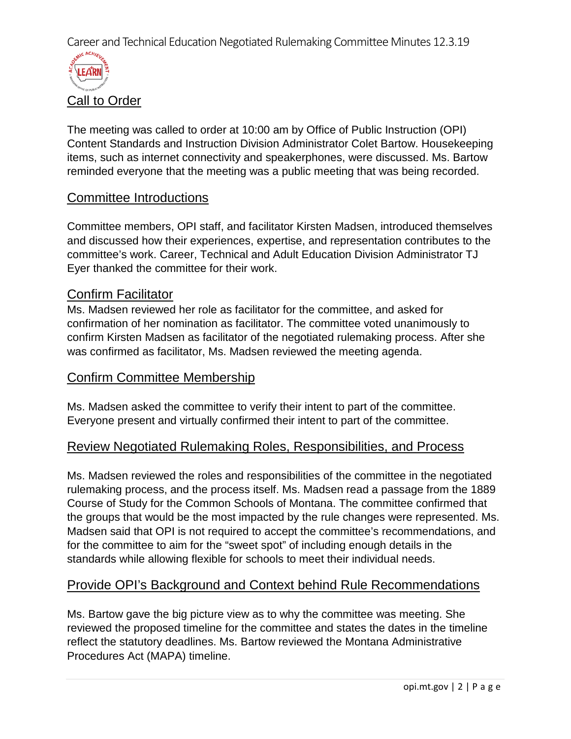## Call to Order

The meeting was called to order at 10:00 am by Office of Public Instruction (OPI) Content Standards and Instruction Division Administrator Colet Bartow. Housekeeping items, such as internet connectivity and speakerphones, were discussed. Ms. Bartow reminded everyone that the meeting was a public meeting that was being recorded.

## Committee Introductions

Committee members, OPI staff, and facilitator Kirsten Madsen, introduced themselves and discussed how their experiences, expertise, and representation contributes to the committee's work. Career, Technical and Adult Education Division Administrator TJ Eyer thanked the committee for their work.

## Confirm Facilitator

Ms. Madsen reviewed her role as facilitator for the committee, and asked for confirmation of her nomination as facilitator. The committee voted unanimously to confirm Kirsten Madsen as facilitator of the negotiated rulemaking process. After she was confirmed as facilitator, Ms. Madsen reviewed the meeting agenda.

## Confirm Committee Membership

Ms. Madsen asked the committee to verify their intent to part of the committee. Everyone present and virtually confirmed their intent to part of the committee.

## Review Negotiated Rulemaking Roles, Responsibilities, and Process

Ms. Madsen reviewed the roles and responsibilities of the committee in the negotiated rulemaking process, and the process itself. Ms. Madsen read a passage from the 1889 Course of Study for the Common Schools of Montana. The committee confirmed that the groups that would be the most impacted by the rule changes were represented. Ms. Madsen said that OPI is not required to accept the committee's recommendations, and for the committee to aim for the "sweet spot" of including enough details in the standards while allowing flexible for schools to meet their individual needs.

## Provide OPI's Background and Context behind Rule Recommendations

Ms. Bartow gave the big picture view as to why the committee was meeting. She reviewed the proposed timeline for the committee and states the dates in the timeline reflect the statutory deadlines. Ms. Bartow reviewed the Montana Administrative Procedures Act (MAPA) timeline.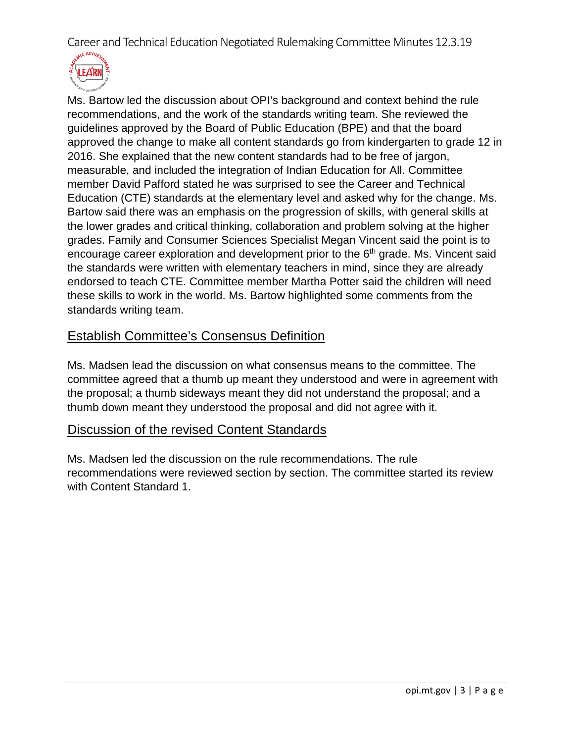Ms. Bartow led the discussion about OPI's background and context behind the rule recommendations, and the work of the standards writing team. She reviewed the guidelines approved by the Board of Public Education (BPE) and that the board approved the change to make all content standards go from kindergarten to grade 12 in 2016. She explained that the new content standards had to be free of jargon, measurable, and included the integration of Indian Education for All. Committee member David Pafford stated he was surprised to see the Career and Technical Education (CTE) standards at the elementary level and asked why for the change. Ms. Bartow said there was an emphasis on the progression of skills, with general skills at the lower grades and critical thinking, collaboration and problem solving at the higher grades. Family and Consumer Sciences Specialist Megan Vincent said the point is to encourage career exploration and development prior to the 6th grade. Ms. Vincent said the standards were written with elementary teachers in mind, since they are already endorsed to teach CTE. Committee member Martha Potter said the children will need these skills to work in the world. Ms. Bartow highlighted some comments from the standards writing team.

## Establish Committee's Consensus Definition

Ms. Madsen lead the discussion on what consensus means to the committee. The committee agreed that a thumb up meant they understood and were in agreement with the proposal; a thumb sideways meant they did not understand the proposal; and a thumb down meant they understood the proposal and did not agree with it.

## Discussion of the revised Content Standards

Ms. Madsen led the discussion on the rule recommendations. The rule recommendations were reviewed section by section. The committee started its review with Content Standard 1.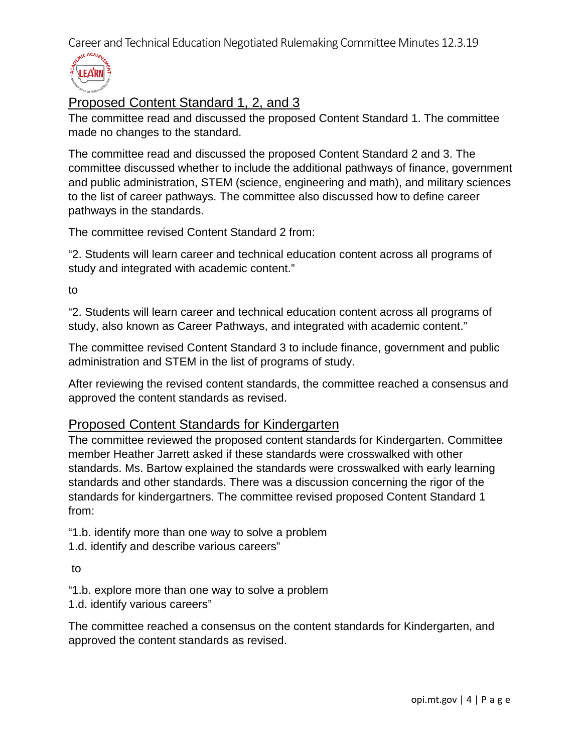## Proposed Content Standard 1, 2, and 3

The committee read and discussed the proposed Content Standard 1. The committee made no changes to the standard.

The committee read and discussed the proposed Content Standard 2 and 3. The committee discussed whether to include the additional pathways of finance, government and public administration, STEM (science, engineering and math), and military sciences to the list of career pathways. The committee also discussed how to define career pathways in the standards.

The committee revised Content Standard 2 from:

"2. Students will learn career and technical education content across all programs of study and integrated with academic content."

to

"2. Students will learn career and technical education content across all programs of study, also known as Career Pathways, and integrated with academic content."

The committee revised Content Standard 3 to include finance, government and public administration and STEM in the list of programs of study.

After reviewing the revised content standards, the committee reached a consensus and approved the content standards as revised.

## Proposed Content Standards for Kindergarten

The committee reviewed the proposed content standards for Kindergarten. Committee member Heather Jarrett asked if these standards were crosswalked with other standards. Ms. Bartow explained the standards were crosswalked with early learning standards and other standards. There was a discussion concerning the rigor of the standards for kindergartners. The committee revised proposed Content Standard 1 from:

"1.b. identify more than one way to solve a problem
1.d. identify and describe various careers"

to

"1.b. explore more than one way to solve a problem
1.d. identify various careers"

The committee reached a consensus on the content standards for Kindergarten, and approved the content standards as revised.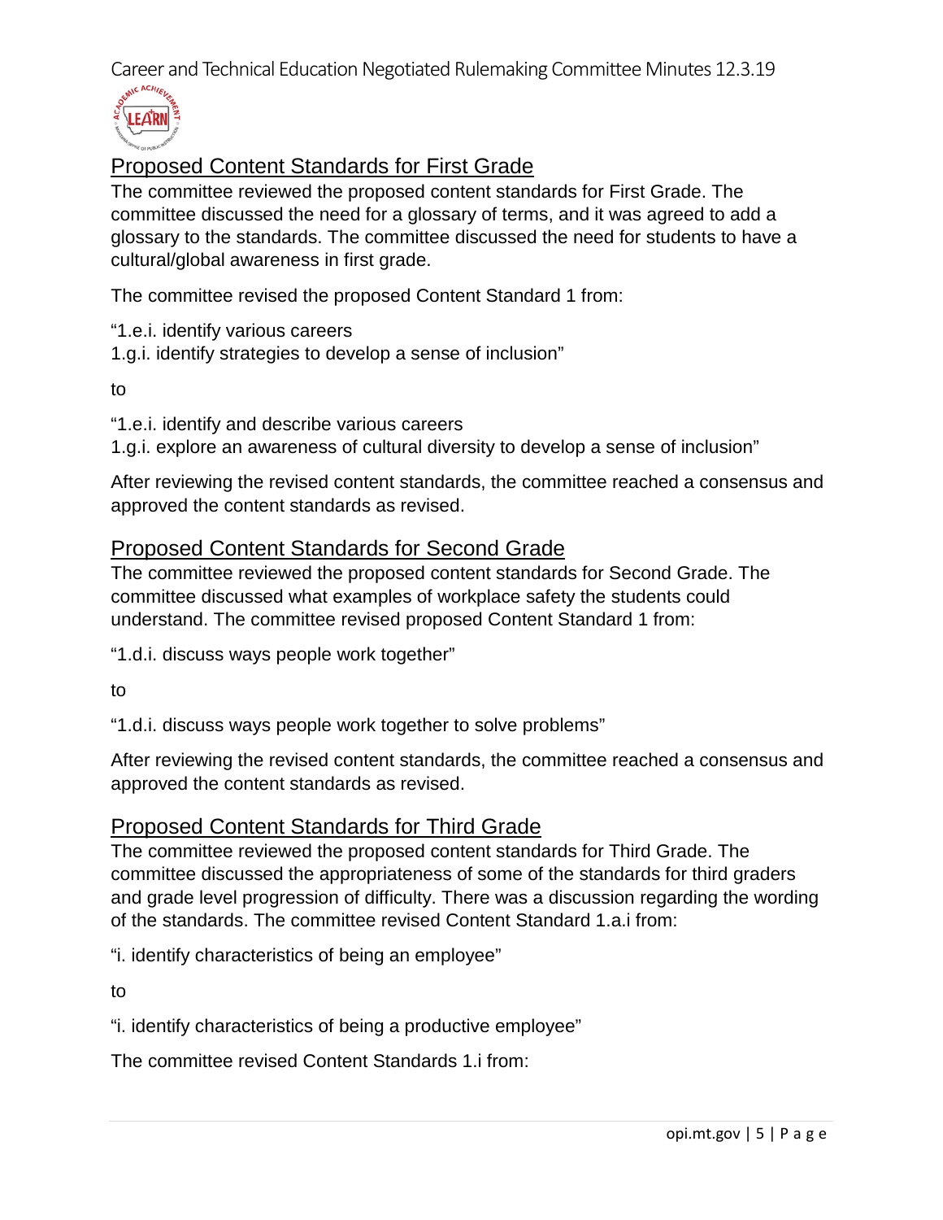## Proposed Content Standards for First Grade

The committee reviewed the proposed content standards for First Grade. The committee discussed the need for a glossary of terms, and it was agreed to add a glossary to the standards. The committee discussed the need for students to have a cultural/global awareness in first grade.

The committee revised the proposed Content Standard 1 from:

"1.e.i. identify various careers
1.g.i. identify strategies to develop a sense of inclusion"

to

"1.e.i. identify and describe various careers
1.g.i. explore an awareness of cultural diversity to develop a sense of inclusion"

After reviewing the revised content standards, the committee reached a consensus and approved the content standards as revised.

## Proposed Content Standards for Second Grade

The committee reviewed the proposed content standards for Second Grade. The committee discussed what examples of workplace safety the students could understand. The committee revised proposed Content Standard 1 from:

"1.d.i. discuss ways people work together"

to

"1.d.i. discuss ways people work together to solve problems"

After reviewing the revised content standards, the committee reached a consensus and approved the content standards as revised.

## Proposed Content Standards for Third Grade

The committee reviewed the proposed content standards for Third Grade. The committee discussed the appropriateness of some of the standards for third graders and grade level progression of difficulty. There was a discussion regarding the wording of the standards. The committee revised Content Standard 1.a.i from:

"i. identify characteristics of being an employee"

to

"i. identify characteristics of being a productive employee"

The committee revised Content Standards 1.i from: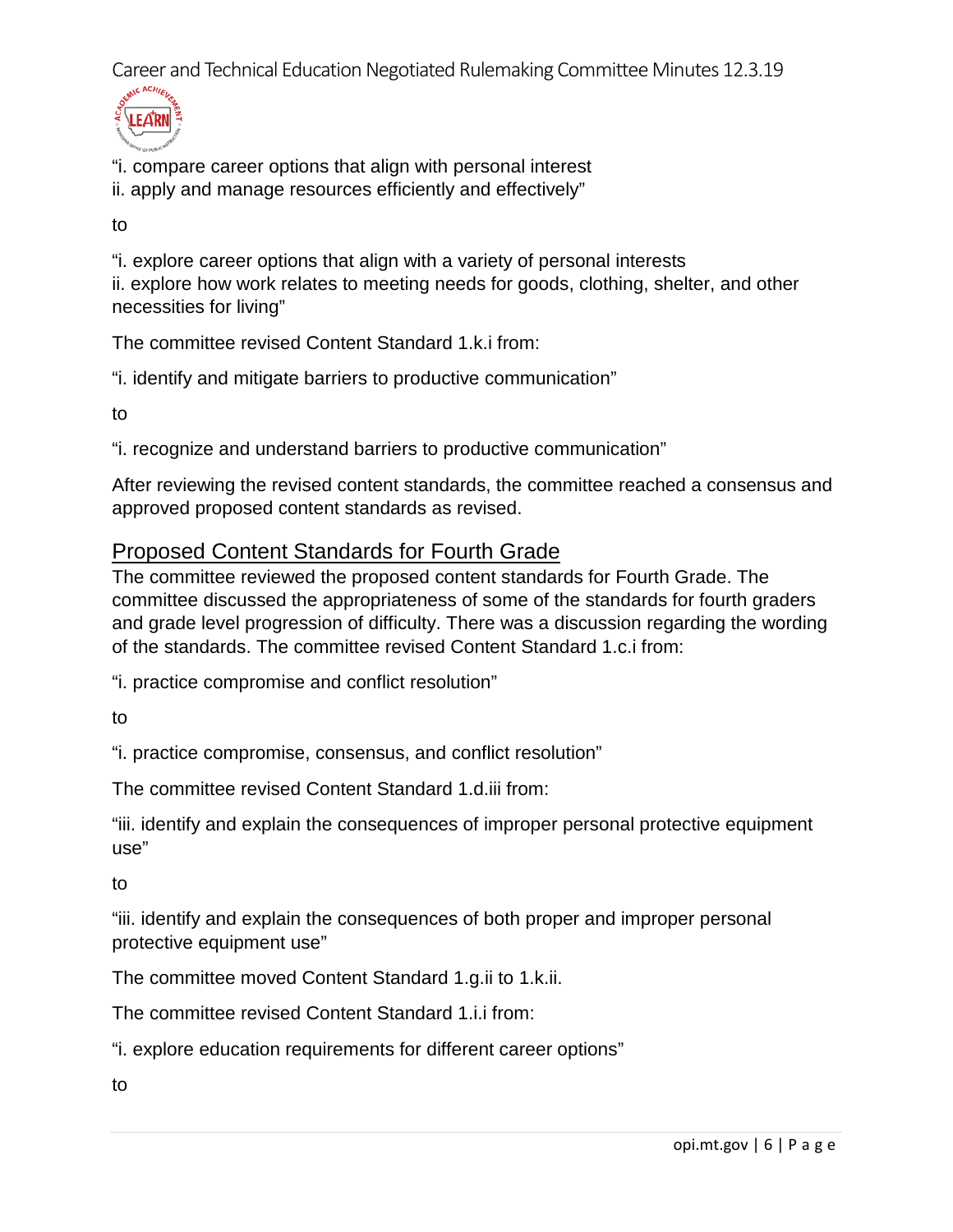"i. compare career options that align with personal interest
ii. apply and manage resources efficiently and effectively"

to

"i. explore career options that align with a variety of personal interests
ii. explore how work relates to meeting needs for goods, clothing, shelter, and other necessities for living"

The committee revised Content Standard 1.k.i from:

"i. identify and mitigate barriers to productive communication"

to

"i. recognize and understand barriers to productive communication"

After reviewing the revised content standards, the committee reached a consensus and approved proposed content standards as revised.

## Proposed Content Standards for Fourth Grade

The committee reviewed the proposed content standards for Fourth Grade. The committee discussed the appropriateness of some of the standards for fourth graders and grade level progression of difficulty. There was a discussion regarding the wording of the standards. The committee revised Content Standard 1.c.i from:

"i. practice compromise and conflict resolution"

to

"i. practice compromise, consensus, and conflict resolution"

The committee revised Content Standard 1.d.iii from:

"iii. identify and explain the consequences of improper personal protective equipment use"

to

"iii. identify and explain the consequences of both proper and improper personal protective equipment use"

The committee moved Content Standard 1.g.ii to 1.k.ii.

The committee revised Content Standard 1.i.i from:

"i. explore education requirements for different career options"

to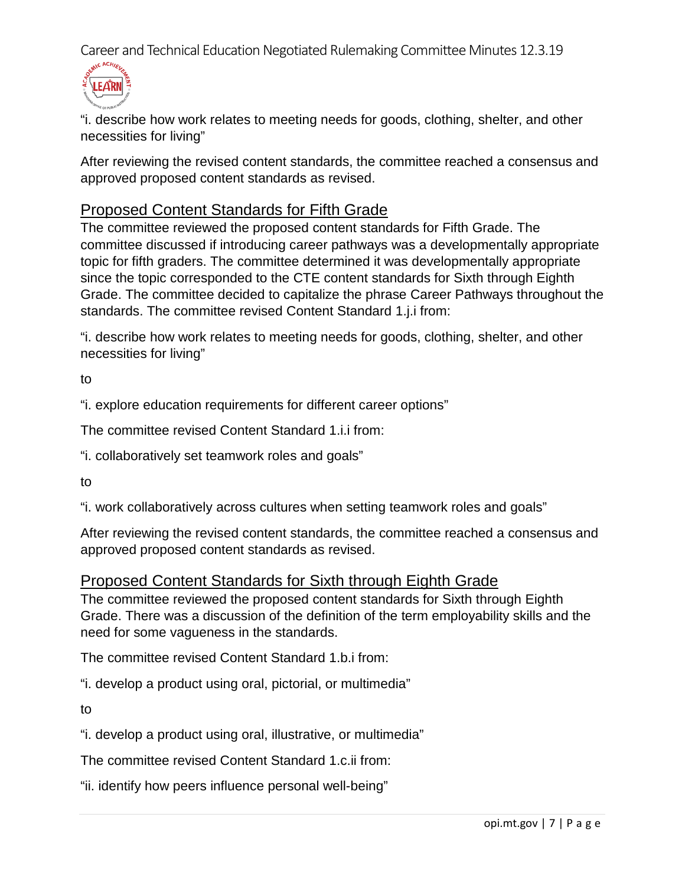"i. describe how work relates to meeting needs for goods, clothing, shelter, and other necessities for living"

After reviewing the revised content standards, the committee reached a consensus and approved proposed content standards as revised.

## Proposed Content Standards for Fifth Grade

The committee reviewed the proposed content standards for Fifth Grade. The committee discussed if introducing career pathways was a developmentally appropriate topic for fifth graders. The committee determined it was developmentally appropriate since the topic corresponded to the CTE content standards for Sixth through Eighth Grade. The committee decided to capitalize the phrase Career Pathways throughout the standards. The committee revised Content Standard 1.j.i from:

"i. describe how work relates to meeting needs for goods, clothing, shelter, and other necessities for living"

to

"i. explore education requirements for different career options"

The committee revised Content Standard 1.i.i from:

"i. collaboratively set teamwork roles and goals"

to

"i. work collaboratively across cultures when setting teamwork roles and goals"

After reviewing the revised content standards, the committee reached a consensus and approved proposed content standards as revised.

## Proposed Content Standards for Sixth through Eighth Grade

The committee reviewed the proposed content standards for Sixth through Eighth Grade. There was a discussion of the definition of the term employability skills and the need for some vagueness in the standards.

The committee revised Content Standard 1.b.i from:

"i. develop a product using oral, pictorial, or multimedia"

to

"i. develop a product using oral, illustrative, or multimedia"

The committee revised Content Standard 1.c.ii from:

"ii. identify how peers influence personal well-being"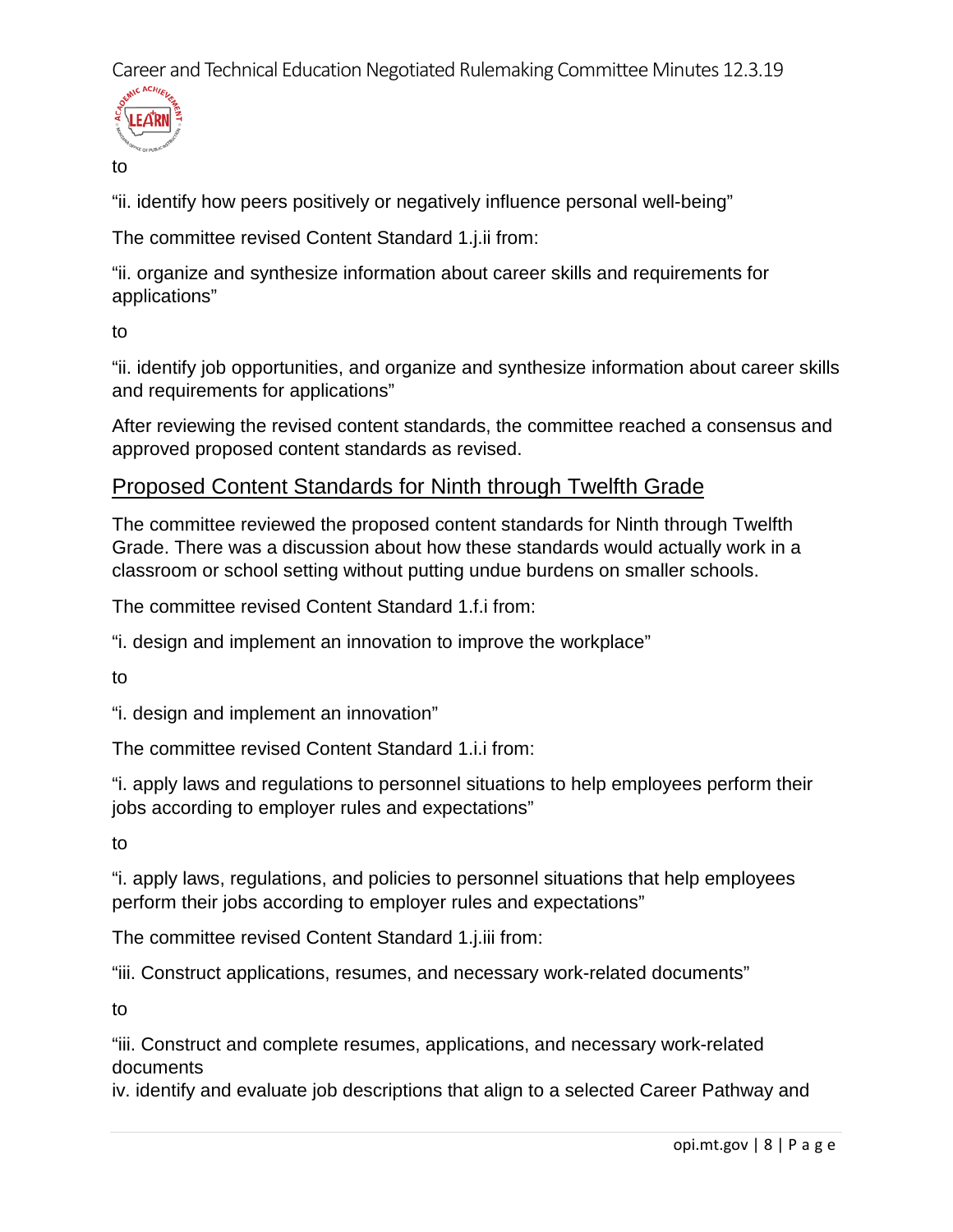to

"ii. identify how peers positively or negatively influence personal well-being"

The committee revised Content Standard 1.j.ii from:

"ii. organize and synthesize information about career skills and requirements for applications"

to

"ii. identify job opportunities, and organize and synthesize information about career skills and requirements for applications"

After reviewing the revised content standards, the committee reached a consensus and approved proposed content standards as revised.

## Proposed Content Standards for Ninth through Twelfth Grade

The committee reviewed the proposed content standards for Ninth through Twelfth Grade. There was a discussion about how these standards would actually work in a classroom or school setting without putting undue burdens on smaller schools.

The committee revised Content Standard 1.f.i from:

"i. design and implement an innovation to improve the workplace"

to

"i. design and implement an innovation"

The committee revised Content Standard 1.i.i from:

"i. apply laws and regulations to personnel situations to help employees perform their jobs according to employer rules and expectations"

to

"i. apply laws, regulations, and policies to personnel situations that help employees perform their jobs according to employer rules and expectations"

The committee revised Content Standard 1.j.iii from:

"iii. Construct applications, resumes, and necessary work-related documents"

to

"iii. Construct and complete resumes, applications, and necessary work-related documents
iv. identify and evaluate job descriptions that align to a selected Career Pathway and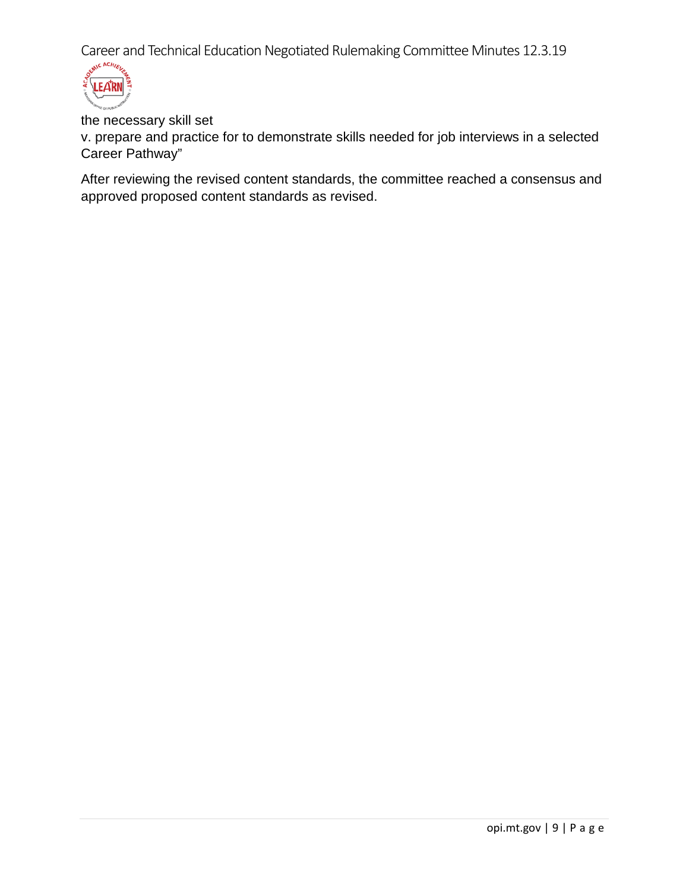the necessary skill set
v. prepare and practice for to demonstrate skills needed for job interviews in a selected Career Pathway"

After reviewing the revised content standards, the committee reached a consensus and approved proposed content standards as revised.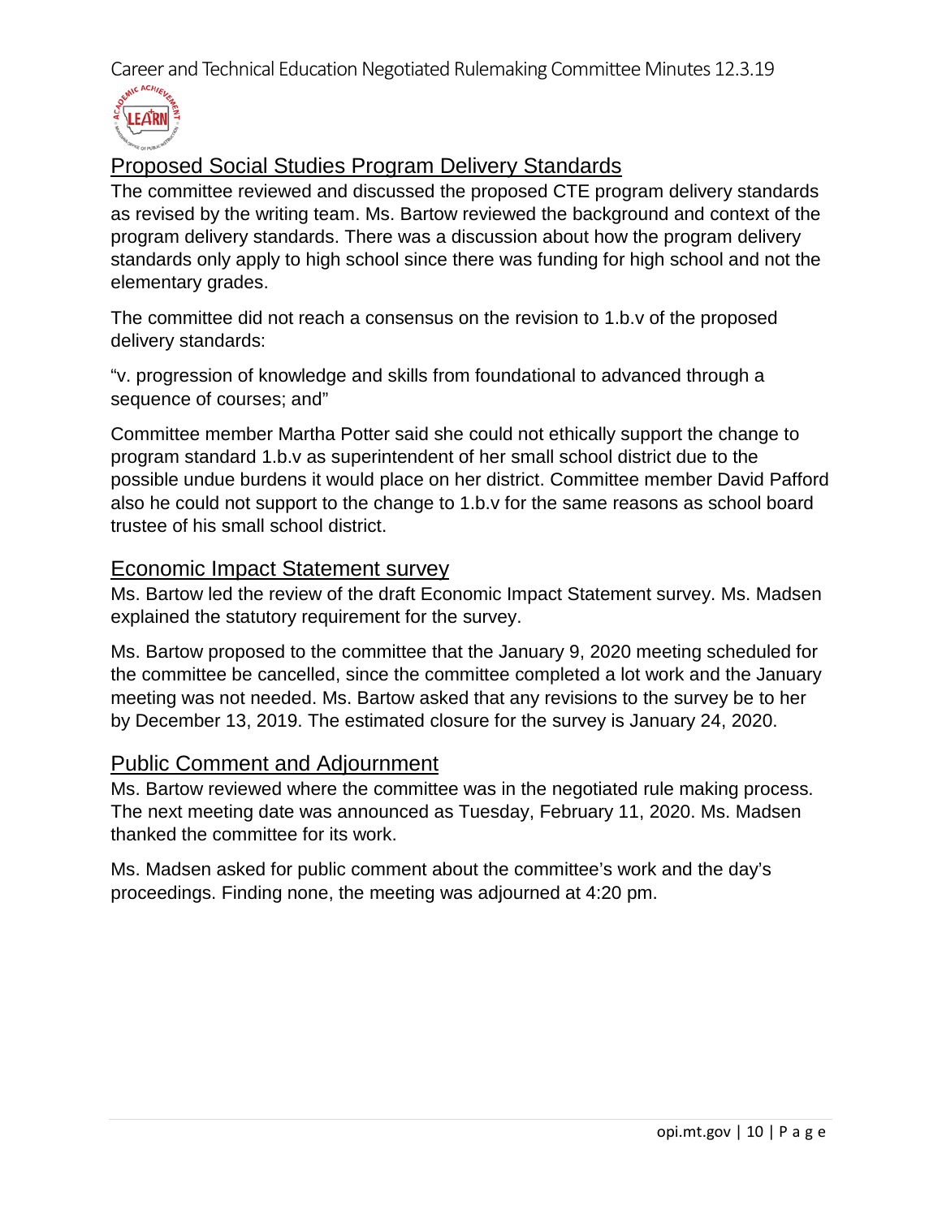## Proposed Social Studies Program Delivery Standards

The committee reviewed and discussed the proposed CTE program delivery standards as revised by the writing team. Ms. Bartow reviewed the background and context of the program delivery standards. There was a discussion about how the program delivery standards only apply to high school since there was funding for high school and not the elementary grades.

The committee did not reach a consensus on the revision to 1.b.v of the proposed delivery standards:

"v. progression of knowledge and skills from foundational to advanced through a sequence of courses; and"

Committee member Martha Potter said she could not ethically support the change to program standard 1.b.v as superintendent of her small school district due to the possible undue burdens it would place on her district. Committee member David Pafford also he could not support to the change to 1.b.v for the same reasons as school board trustee of his small school district.

## Economic Impact Statement survey

Ms. Bartow led the review of the draft Economic Impact Statement survey. Ms. Madsen explained the statutory requirement for the survey.

Ms. Bartow proposed to the committee that the January 9, 2020 meeting scheduled for the committee be cancelled, since the committee completed a lot work and the January meeting was not needed. Ms. Bartow asked that any revisions to the survey be to her by December 13, 2019. The estimated closure for the survey is January 24, 2020.

## Public Comment and Adjournment

Ms. Bartow reviewed where the committee was in the negotiated rule making process. The next meeting date was announced as Tuesday, February 11, 2020. Ms. Madsen thanked the committee for its work.

Ms. Madsen asked for public comment about the committee's work and the day's proceedings. Finding none, the meeting was adjourned at 4:20 pm.